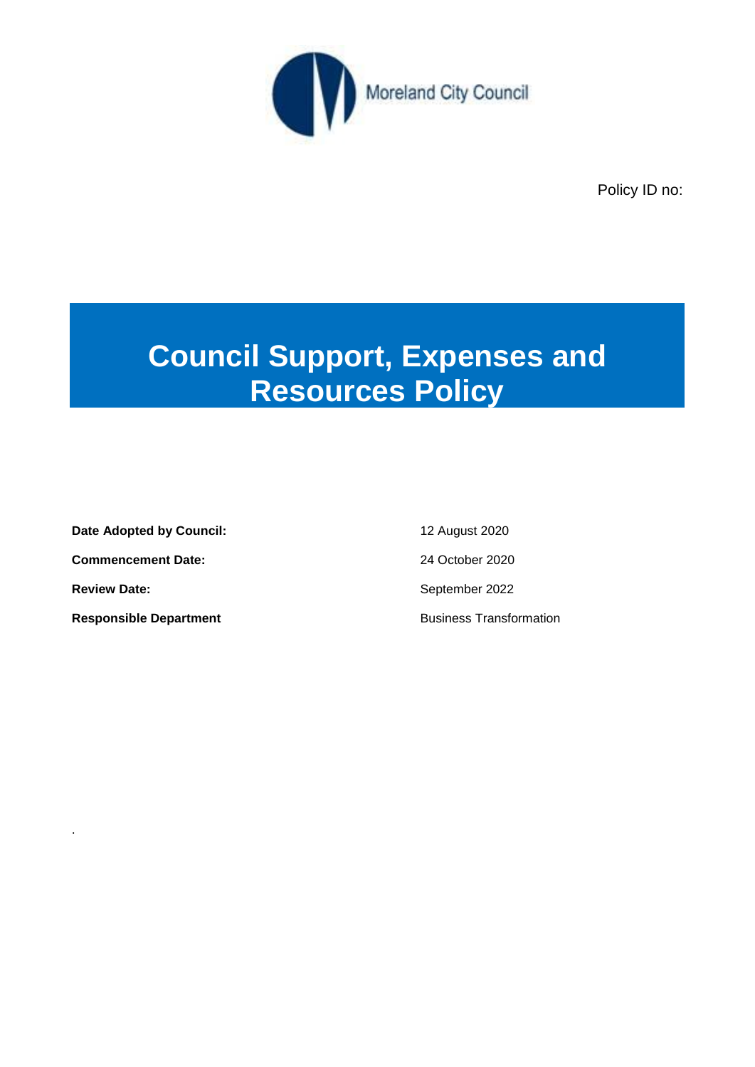Moreland City Council

Policy ID no:

# Council Support, Expenses and Resources Policy

| | |
|---|---|
| **Date Adopted by Council:** | 12 August 2020 |
| **Commencement Date:** | 24 October 2020 |
| **Review Date:** | September 2022 |
| **Responsible Department** | Business Transformation |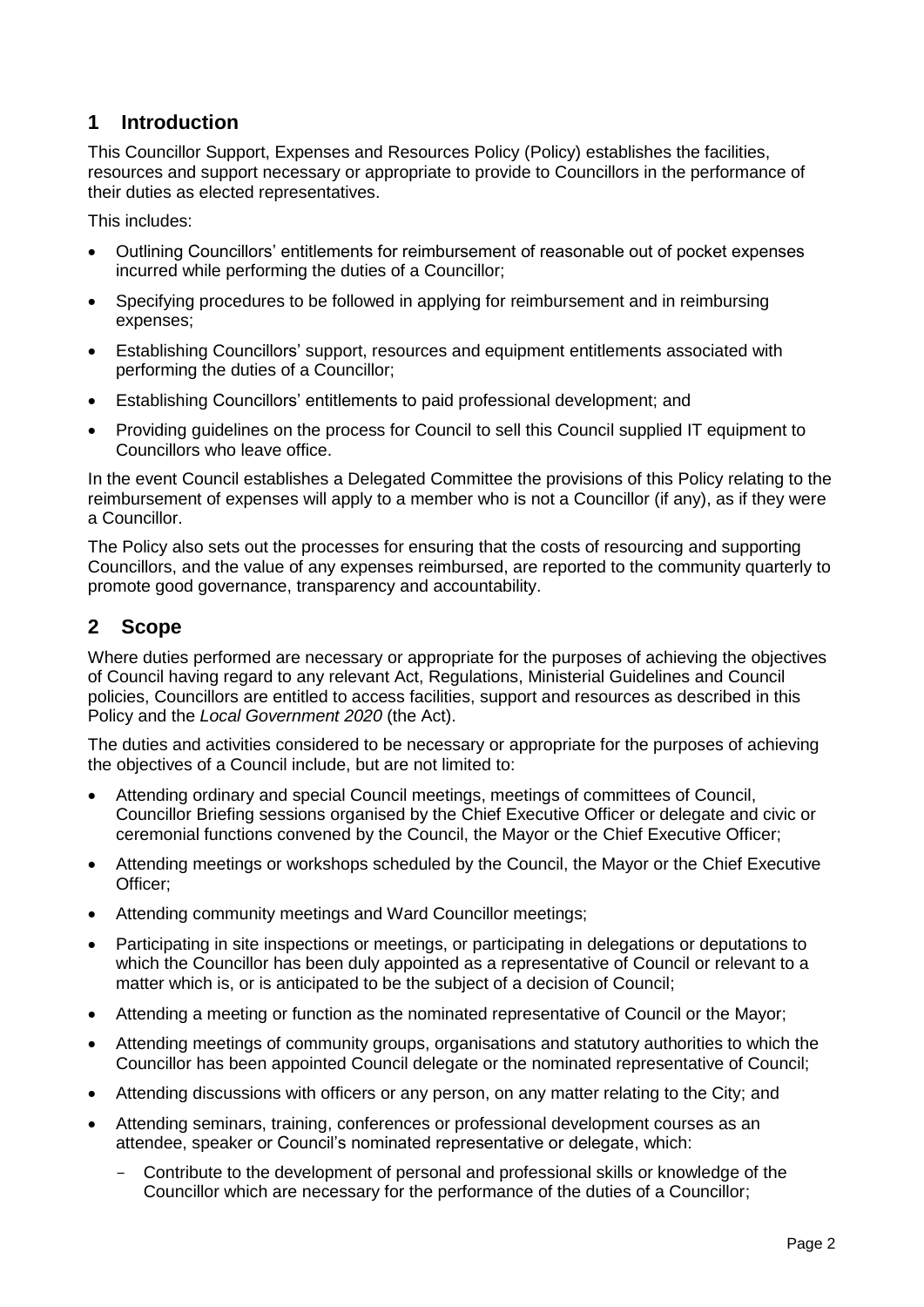## 1 Introduction

This Councillor Support, Expenses and Resources Policy (Policy) establishes the facilities, resources and support necessary or appropriate to provide to Councillors in the performance of their duties as elected representatives.

This includes:

- Outlining Councillors' entitlements for reimbursement of reasonable out of pocket expenses incurred while performing the duties of a Councillor;
- Specifying procedures to be followed in applying for reimbursement and in reimbursing expenses;
- Establishing Councillors' support, resources and equipment entitlements associated with performing the duties of a Councillor;
- Establishing Councillors' entitlements to paid professional development; and
- Providing guidelines on the process for Council to sell this Council supplied IT equipment to Councillors who leave office.

In the event Council establishes a Delegated Committee the provisions of this Policy relating to the reimbursement of expenses will apply to a member who is not a Councillor (if any), as if they were a Councillor.

The Policy also sets out the processes for ensuring that the costs of resourcing and supporting Councillors, and the value of any expenses reimbursed, are reported to the community quarterly to promote good governance, transparency and accountability.

## 2 Scope

Where duties performed are necessary or appropriate for the purposes of achieving the objectives of Council having regard to any relevant Act, Regulations, Ministerial Guidelines and Council policies, Councillors are entitled to access facilities, support and resources as described in this Policy and the *Local Government 2020* (the Act).

The duties and activities considered to be necessary or appropriate for the purposes of achieving the objectives of a Council include, but are not limited to:

- Attending ordinary and special Council meetings, meetings of committees of Council, Councillor Briefing sessions organised by the Chief Executive Officer or delegate and civic or ceremonial functions convened by the Council, the Mayor or the Chief Executive Officer;
- Attending meetings or workshops scheduled by the Council, the Mayor or the Chief Executive Officer;
- Attending community meetings and Ward Councillor meetings;
- Participating in site inspections or meetings, or participating in delegations or deputations to which the Councillor has been duly appointed as a representative of Council or relevant to a matter which is, or is anticipated to be the subject of a decision of Council;
- Attending a meeting or function as the nominated representative of Council or the Mayor;
- Attending meetings of community groups, organisations and statutory authorities to which the Councillor has been appointed Council delegate or the nominated representative of Council;
- Attending discussions with officers or any person, on any matter relating to the City; and
- Attending seminars, training, conferences or professional development courses as an attendee, speaker or Council's nominated representative or delegate, which:
  - Contribute to the development of personal and professional skills or knowledge of the Councillor which are necessary for the performance of the duties of a Councillor;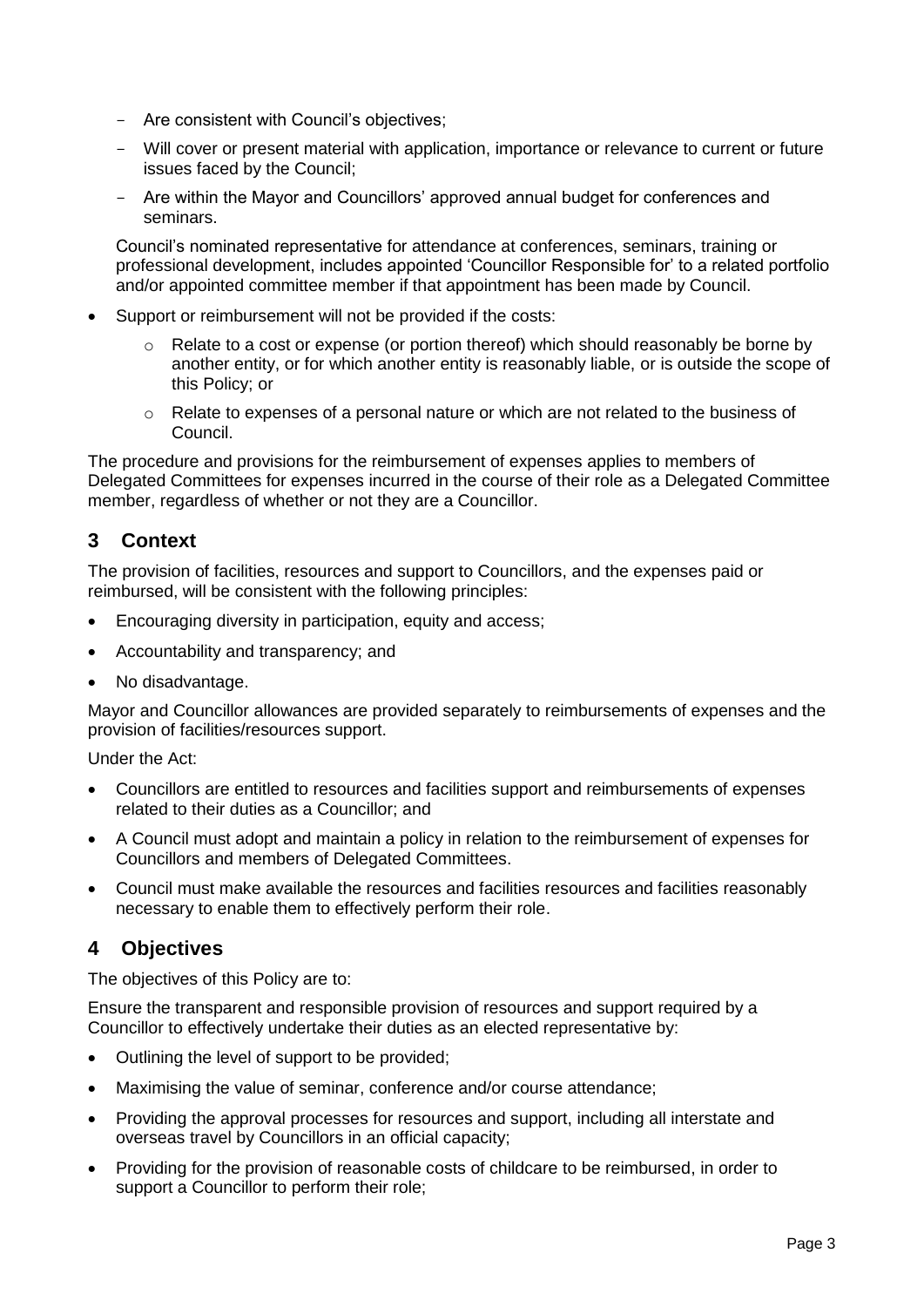- Are consistent with Council's objectives;
- Will cover or present material with application, importance or relevance to current or future issues faced by the Council;
- Are within the Mayor and Councillors' approved annual budget for conferences and seminars.

Council's nominated representative for attendance at conferences, seminars, training or professional development, includes appointed 'Councillor Responsible for' to a related portfolio and/or appointed committee member if that appointment has been made by Council.

- Support or reimbursement will not be provided if the costs:
  - Relate to a cost or expense (or portion thereof) which should reasonably be borne by another entity, or for which another entity is reasonably liable, or is outside the scope of this Policy; or
  - Relate to expenses of a personal nature or which are not related to the business of Council.

The procedure and provisions for the reimbursement of expenses applies to members of Delegated Committees for expenses incurred in the course of their role as a Delegated Committee member, regardless of whether or not they are a Councillor.

## 3 Context

The provision of facilities, resources and support to Councillors, and the expenses paid or reimbursed, will be consistent with the following principles:

- Encouraging diversity in participation, equity and access;
- Accountability and transparency; and
- No disadvantage.

Mayor and Councillor allowances are provided separately to reimbursements of expenses and the provision of facilities/resources support.

Under the Act:

- Councillors are entitled to resources and facilities support and reimbursements of expenses related to their duties as a Councillor; and
- A Council must adopt and maintain a policy in relation to the reimbursement of expenses for Councillors and members of Delegated Committees.
- Council must make available the resources and facilities resources and facilities reasonably necessary to enable them to effectively perform their role.

## 4 Objectives

The objectives of this Policy are to:

Ensure the transparent and responsible provision of resources and support required by a Councillor to effectively undertake their duties as an elected representative by:

- Outlining the level of support to be provided;
- Maximising the value of seminar, conference and/or course attendance;
- Providing the approval processes for resources and support, including all interstate and overseas travel by Councillors in an official capacity;
- Providing for the provision of reasonable costs of childcare to be reimbursed, in order to support a Councillor to perform their role;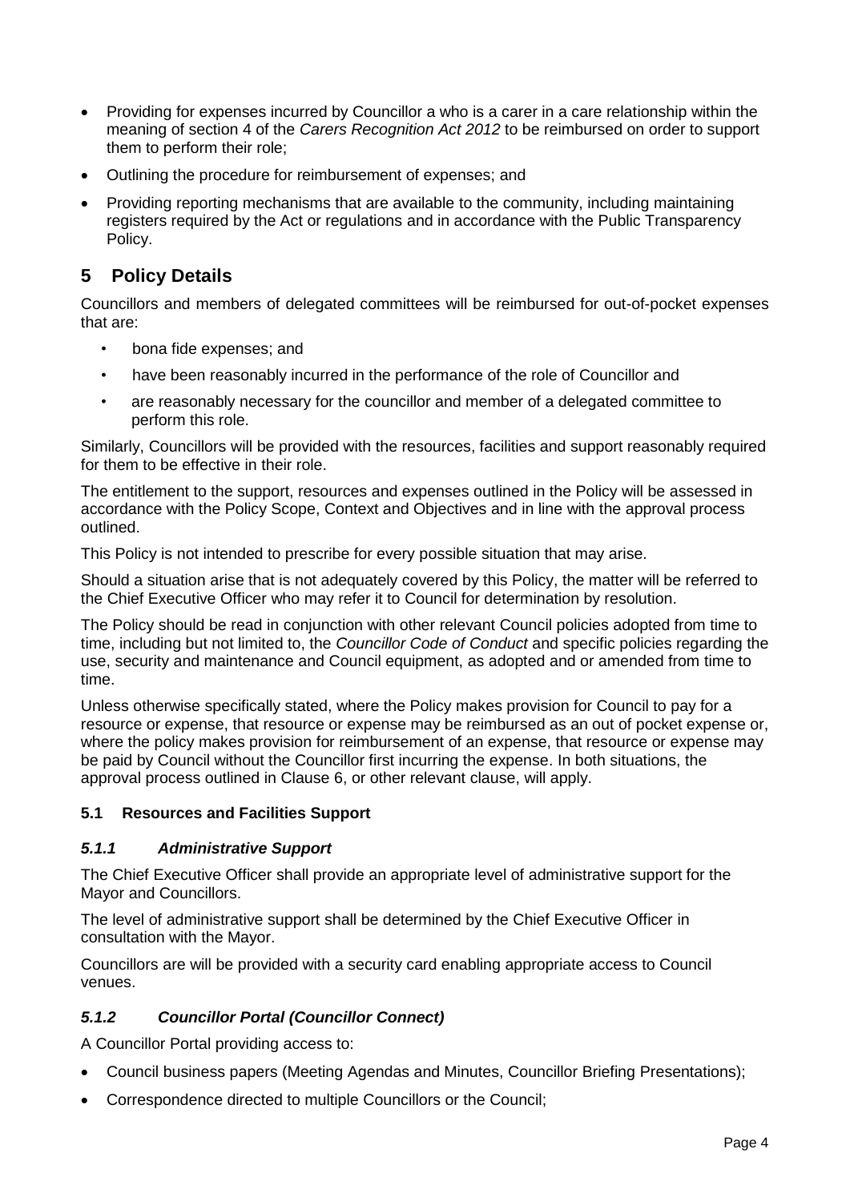- Providing for expenses incurred by Councillor a who is a carer in a care relationship within the meaning of section 4 of the *Carers Recognition Act 2012* to be reimbursed on order to support them to perform their role;
- Outlining the procedure for reimbursement of expenses; and
- Providing reporting mechanisms that are available to the community, including maintaining registers required by the Act or regulations and in accordance with the Public Transparency Policy.

## 5 Policy Details

Councillors and members of delegated committees will be reimbursed for out-of-pocket expenses that are:

- bona fide expenses; and
- have been reasonably incurred in the performance of the role of Councillor and
- are reasonably necessary for the councillor and member of a delegated committee to perform this role.

Similarly, Councillors will be provided with the resources, facilities and support reasonably required for them to be effective in their role.

The entitlement to the support, resources and expenses outlined in the Policy will be assessed in accordance with the Policy Scope, Context and Objectives and in line with the approval process outlined.

This Policy is not intended to prescribe for every possible situation that may arise.

Should a situation arise that is not adequately covered by this Policy, the matter will be referred to the Chief Executive Officer who may refer it to Council for determination by resolution.

The Policy should be read in conjunction with other relevant Council policies adopted from time to time, including but not limited to, the *Councillor Code of Conduct* and specific policies regarding the use, security and maintenance and Council equipment, as adopted and or amended from time to time.

Unless otherwise specifically stated, where the Policy makes provision for Council to pay for a resource or expense, that resource or expense may be reimbursed as an out of pocket expense or, where the policy makes provision for reimbursement of an expense, that resource or expense may be paid by Council without the Councillor first incurring the expense. In both situations, the approval process outlined in Clause 6, or other relevant clause, will apply.

### 5.1 Resources and Facilities Support

#### *5.1.1 Administrative Support*

The Chief Executive Officer shall provide an appropriate level of administrative support for the Mayor and Councillors.

The level of administrative support shall be determined by the Chief Executive Officer in consultation with the Mayor.

Councillors are will be provided with a security card enabling appropriate access to Council venues.

#### *5.1.2 Councillor Portal (Councillor Connect)*

A Councillor Portal providing access to:

- Council business papers (Meeting Agendas and Minutes, Councillor Briefing Presentations);
- Correspondence directed to multiple Councillors or the Council;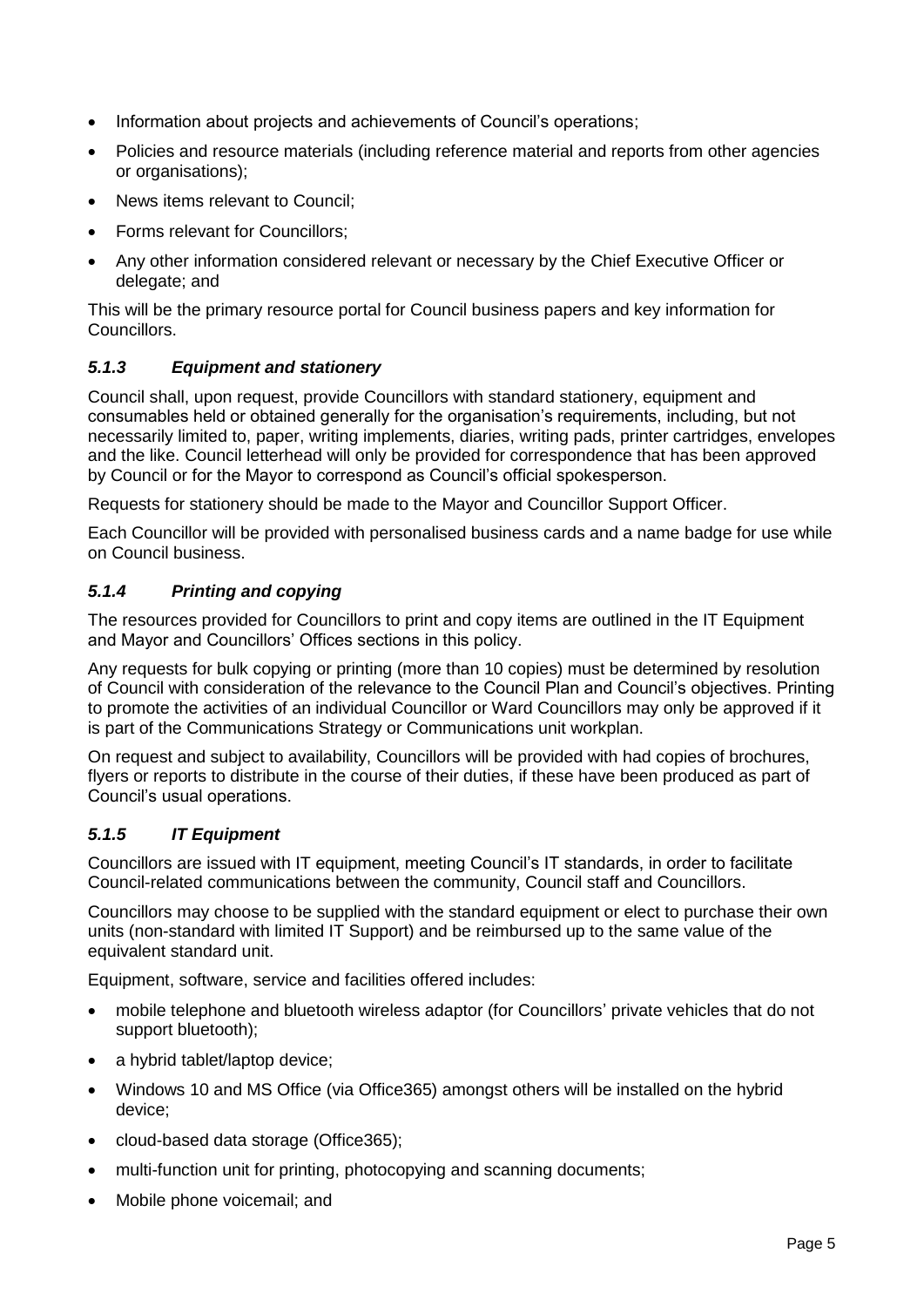- Information about projects and achievements of Council's operations;
- Policies and resource materials (including reference material and reports from other agencies or organisations);
- News items relevant to Council;
- Forms relevant for Councillors;
- Any other information considered relevant or necessary by the Chief Executive Officer or delegate; and

This will be the primary resource portal for Council business papers and key information for Councillors.

### *5.1.3 Equipment and stationery*

Council shall, upon request, provide Councillors with standard stationery, equipment and consumables held or obtained generally for the organisation's requirements, including, but not necessarily limited to, paper, writing implements, diaries, writing pads, printer cartridges, envelopes and the like. Council letterhead will only be provided for correspondence that has been approved by Council or for the Mayor to correspond as Council's official spokesperson.

Requests for stationery should be made to the Mayor and Councillor Support Officer.

Each Councillor will be provided with personalised business cards and a name badge for use while on Council business.

### *5.1.4 Printing and copying*

The resources provided for Councillors to print and copy items are outlined in the IT Equipment and Mayor and Councillors' Offices sections in this policy.

Any requests for bulk copying or printing (more than 10 copies) must be determined by resolution of Council with consideration of the relevance to the Council Plan and Council's objectives. Printing to promote the activities of an individual Councillor or Ward Councillors may only be approved if it is part of the Communications Strategy or Communications unit workplan.

On request and subject to availability, Councillors will be provided with had copies of brochures, flyers or reports to distribute in the course of their duties, if these have been produced as part of Council's usual operations.

### *5.1.5 IT Equipment*

Councillors are issued with IT equipment, meeting Council's IT standards, in order to facilitate Council-related communications between the community, Council staff and Councillors.

Councillors may choose to be supplied with the standard equipment or elect to purchase their own units (non-standard with limited IT Support) and be reimbursed up to the same value of the equivalent standard unit.

Equipment, software, service and facilities offered includes:

- mobile telephone and bluetooth wireless adaptor (for Councillors' private vehicles that do not support bluetooth);
- a hybrid tablet/laptop device;
- Windows 10 and MS Office (via Office365) amongst others will be installed on the hybrid device;
- cloud-based data storage (Office365);
- multi-function unit for printing, photocopying and scanning documents;
- Mobile phone voicemail; and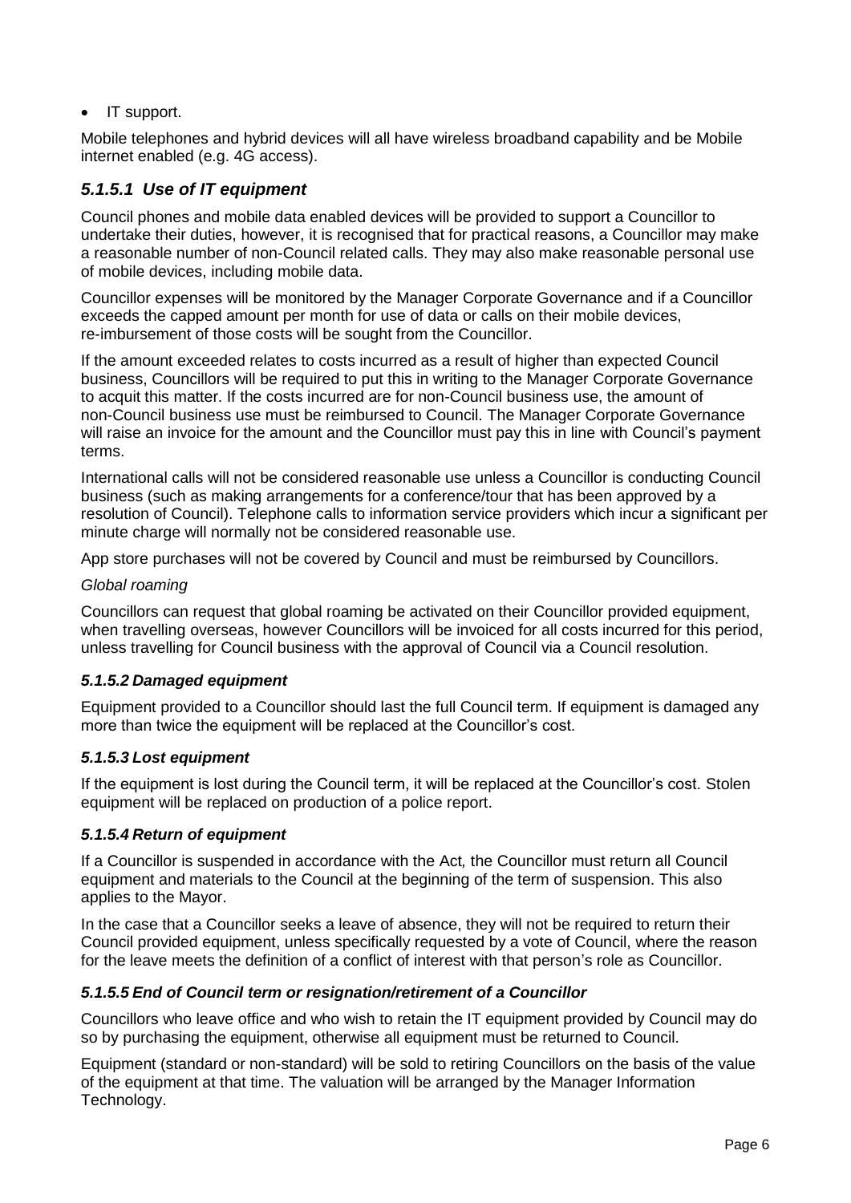- IT support.

Mobile telephones and hybrid devices will all have wireless broadband capability and be Mobile internet enabled (e.g. 4G access).

### *5.1.5.1 Use of IT equipment*

Council phones and mobile data enabled devices will be provided to support a Councillor to undertake their duties, however, it is recognised that for practical reasons, a Councillor may make a reasonable number of non-Council related calls. They may also make reasonable personal use of mobile devices, including mobile data.

Councillor expenses will be monitored by the Manager Corporate Governance and if a Councillor exceeds the capped amount per month for use of data or calls on their mobile devices, re-imbursement of those costs will be sought from the Councillor.

If the amount exceeded relates to costs incurred as a result of higher than expected Council business, Councillors will be required to put this in writing to the Manager Corporate Governance to acquit this matter. If the costs incurred are for non-Council business use, the amount of non-Council business use must be reimbursed to Council. The Manager Corporate Governance will raise an invoice for the amount and the Councillor must pay this in line with Council's payment terms.

International calls will not be considered reasonable use unless a Councillor is conducting Council business (such as making arrangements for a conference/tour that has been approved by a resolution of Council). Telephone calls to information service providers which incur a significant per minute charge will normally not be considered reasonable use.

App store purchases will not be covered by Council and must be reimbursed by Councillors.

*Global roaming*

Councillors can request that global roaming be activated on their Councillor provided equipment, when travelling overseas, however Councillors will be invoiced for all costs incurred for this period, unless travelling for Council business with the approval of Council via a Council resolution.

### *5.1.5.2 Damaged equipment*

Equipment provided to a Councillor should last the full Council term. If equipment is damaged any more than twice the equipment will be replaced at the Councillor's cost.

### *5.1.5.3 Lost equipment*

If the equipment is lost during the Council term, it will be replaced at the Councillor's cost. Stolen equipment will be replaced on production of a police report.

### *5.1.5.4 Return of equipment*

If a Councillor is suspended in accordance with the Act*,* the Councillor must return all Council equipment and materials to the Council at the beginning of the term of suspension. This also applies to the Mayor.

In the case that a Councillor seeks a leave of absence, they will not be required to return their Council provided equipment, unless specifically requested by a vote of Council, where the reason for the leave meets the definition of a conflict of interest with that person's role as Councillor.

### *5.1.5.5 End of Council term or resignation/retirement of a Councillor*

Councillors who leave office and who wish to retain the IT equipment provided by Council may do so by purchasing the equipment, otherwise all equipment must be returned to Council.

Equipment (standard or non-standard) will be sold to retiring Councillors on the basis of the value of the equipment at that time. The valuation will be arranged by the Manager Information Technology.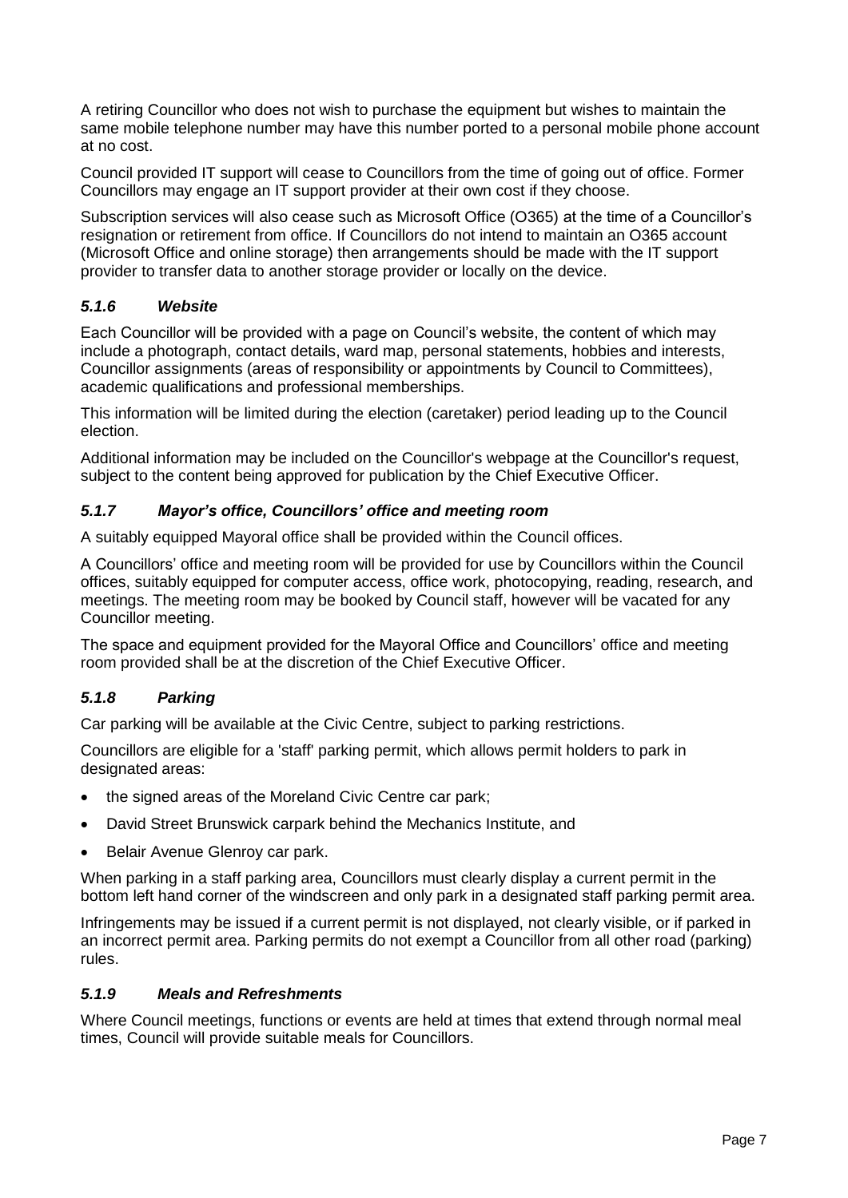A retiring Councillor who does not wish to purchase the equipment but wishes to maintain the same mobile telephone number may have this number ported to a personal mobile phone account at no cost.

Council provided IT support will cease to Councillors from the time of going out of office. Former Councillors may engage an IT support provider at their own cost if they choose.

Subscription services will also cease such as Microsoft Office (O365) at the time of a Councillor's resignation or retirement from office. If Councillors do not intend to maintain an O365 account (Microsoft Office and online storage) then arrangements should be made with the IT support provider to transfer data to another storage provider or locally on the device.

### *5.1.6 Website*

Each Councillor will be provided with a page on Council's website, the content of which may include a photograph, contact details, ward map, personal statements, hobbies and interests, Councillor assignments (areas of responsibility or appointments by Council to Committees), academic qualifications and professional memberships.

This information will be limited during the election (caretaker) period leading up to the Council election.

Additional information may be included on the Councillor's webpage at the Councillor's request, subject to the content being approved for publication by the Chief Executive Officer.

### *5.1.7 Mayor's office, Councillors' office and meeting room*

A suitably equipped Mayoral office shall be provided within the Council offices.

A Councillors' office and meeting room will be provided for use by Councillors within the Council offices, suitably equipped for computer access, office work, photocopying, reading, research, and meetings. The meeting room may be booked by Council staff, however will be vacated for any Councillor meeting.

The space and equipment provided for the Mayoral Office and Councillors' office and meeting room provided shall be at the discretion of the Chief Executive Officer.

### *5.1.8 Parking*

Car parking will be available at the Civic Centre, subject to parking restrictions.

Councillors are eligible for a 'staff' parking permit, which allows permit holders to park in designated areas:

- the signed areas of the Moreland Civic Centre car park;
- David Street Brunswick carpark behind the Mechanics Institute, and
- Belair Avenue Glenroy car park.

When parking in a staff parking area, Councillors must clearly display a current permit in the bottom left hand corner of the windscreen and only park in a designated staff parking permit area.

Infringements may be issued if a current permit is not displayed, not clearly visible, or if parked in an incorrect permit area. Parking permits do not exempt a Councillor from all other road (parking) rules.

### *5.1.9 Meals and Refreshments*

Where Council meetings, functions or events are held at times that extend through normal meal times, Council will provide suitable meals for Councillors.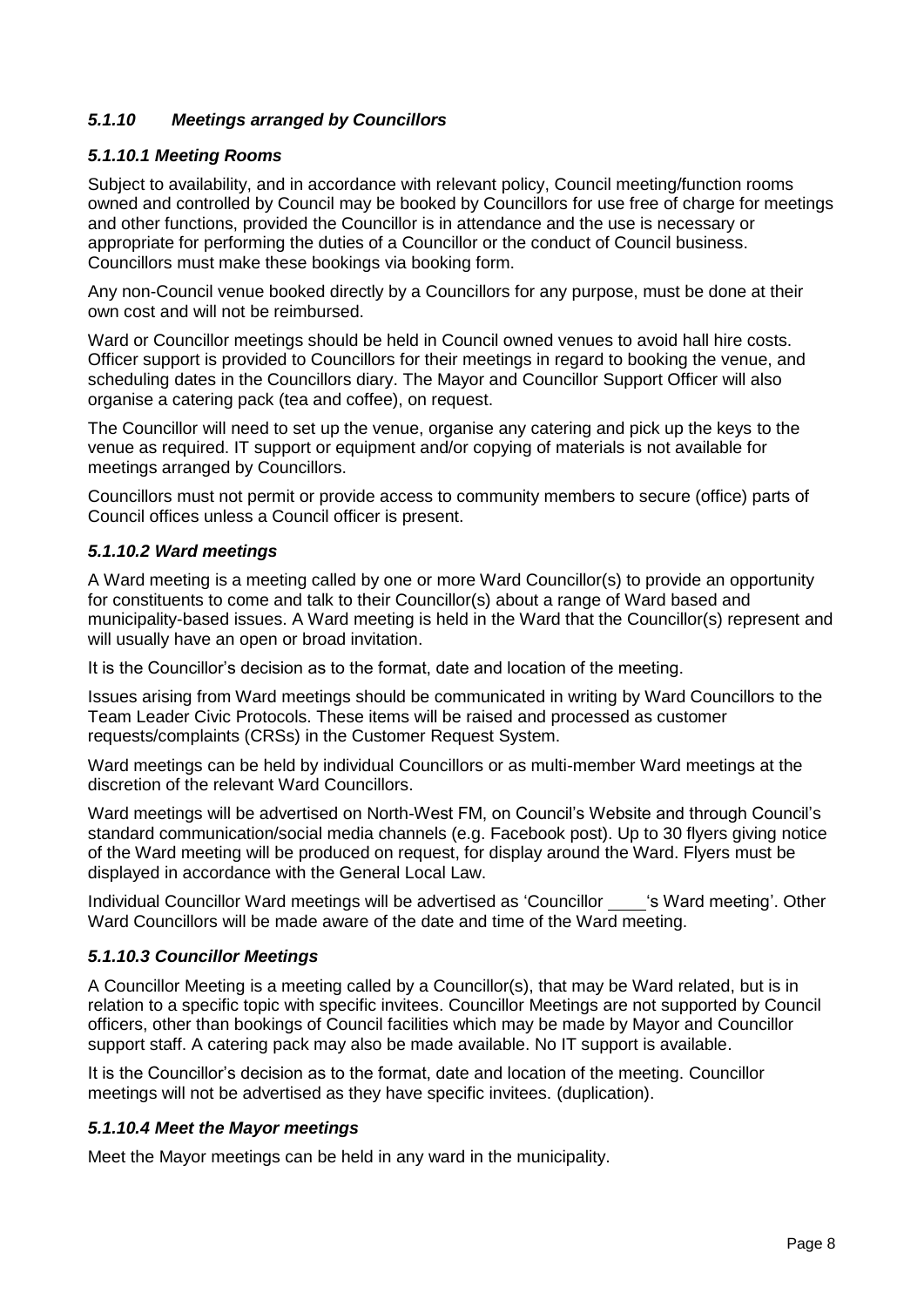### *5.1.10 Meetings arranged by Councillors*

#### *5.1.10.1 Meeting Rooms*

Subject to availability, and in accordance with relevant policy, Council meeting/function rooms owned and controlled by Council may be booked by Councillors for use free of charge for meetings and other functions, provided the Councillor is in attendance and the use is necessary or appropriate for performing the duties of a Councillor or the conduct of Council business. Councillors must make these bookings via booking form.

Any non-Council venue booked directly by a Councillors for any purpose, must be done at their own cost and will not be reimbursed.

Ward or Councillor meetings should be held in Council owned venues to avoid hall hire costs. Officer support is provided to Councillors for their meetings in regard to booking the venue, and scheduling dates in the Councillors diary. The Mayor and Councillor Support Officer will also organise a catering pack (tea and coffee), on request.

The Councillor will need to set up the venue, organise any catering and pick up the keys to the venue as required. IT support or equipment and/or copying of materials is not available for meetings arranged by Councillors.

Councillors must not permit or provide access to community members to secure (office) parts of Council offices unless a Council officer is present.

#### *5.1.10.2 Ward meetings*

A Ward meeting is a meeting called by one or more Ward Councillor(s) to provide an opportunity for constituents to come and talk to their Councillor(s) about a range of Ward based and municipality-based issues. A Ward meeting is held in the Ward that the Councillor(s) represent and will usually have an open or broad invitation.

It is the Councillor's decision as to the format, date and location of the meeting.

Issues arising from Ward meetings should be communicated in writing by Ward Councillors to the Team Leader Civic Protocols. These items will be raised and processed as customer requests/complaints (CRSs) in the Customer Request System.

Ward meetings can be held by individual Councillors or as multi-member Ward meetings at the discretion of the relevant Ward Councillors.

Ward meetings will be advertised on North-West FM, on Council's Website and through Council's standard communication/social media channels (e.g. Facebook post). Up to 30 flyers giving notice of the Ward meeting will be produced on request, for display around the Ward. Flyers must be displayed in accordance with the General Local Law.

Individual Councillor Ward meetings will be advertised as 'Councillor ____'s Ward meeting'. Other Ward Councillors will be made aware of the date and time of the Ward meeting.

#### *5.1.10.3 Councillor Meetings*

A Councillor Meeting is a meeting called by a Councillor(s), that may be Ward related, but is in relation to a specific topic with specific invitees. Councillor Meetings are not supported by Council officers, other than bookings of Council facilities which may be made by Mayor and Councillor support staff. A catering pack may also be made available. No IT support is available.

It is the Councillor's decision as to the format, date and location of the meeting. Councillor meetings will not be advertised as they have specific invitees. (duplication).

#### *5.1.10.4 Meet the Mayor meetings*

Meet the Mayor meetings can be held in any ward in the municipality.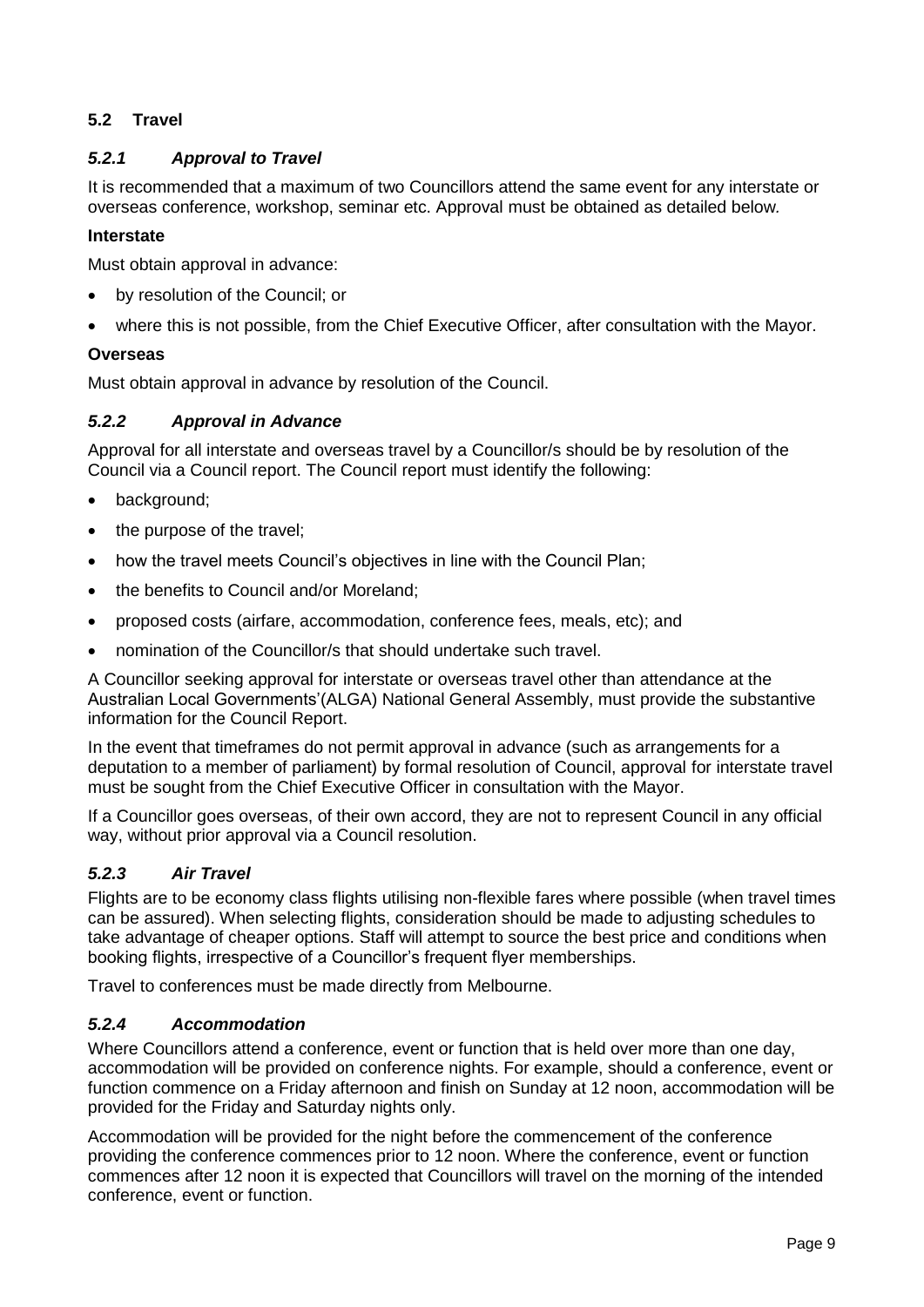## 5.2 Travel

### *5.2.1 Approval to Travel*

It is recommended that a maximum of two Councillors attend the same event for any interstate or overseas conference, workshop, seminar etc. Approval must be obtained as detailed below.

**Interstate**

Must obtain approval in advance:

- by resolution of the Council; or
- where this is not possible, from the Chief Executive Officer, after consultation with the Mayor.

**Overseas**

Must obtain approval in advance by resolution of the Council.

### *5.2.2 Approval in Advance*

Approval for all interstate and overseas travel by a Councillor/s should be by resolution of the Council via a Council report. The Council report must identify the following:

- background;
- the purpose of the travel;
- how the travel meets Council's objectives in line with the Council Plan;
- the benefits to Council and/or Moreland;
- proposed costs (airfare, accommodation, conference fees, meals, etc); and
- nomination of the Councillor/s that should undertake such travel.

A Councillor seeking approval for interstate or overseas travel other than attendance at the Australian Local Governments'(ALGA) National General Assembly, must provide the substantive information for the Council Report.

In the event that timeframes do not permit approval in advance (such as arrangements for a deputation to a member of parliament) by formal resolution of Council, approval for interstate travel must be sought from the Chief Executive Officer in consultation with the Mayor.

If a Councillor goes overseas, of their own accord, they are not to represent Council in any official way, without prior approval via a Council resolution.

### *5.2.3 Air Travel*

Flights are to be economy class flights utilising non-flexible fares where possible (when travel times can be assured). When selecting flights, consideration should be made to adjusting schedules to take advantage of cheaper options. Staff will attempt to source the best price and conditions when booking flights, irrespective of a Councillor's frequent flyer memberships.

Travel to conferences must be made directly from Melbourne.

### *5.2.4 Accommodation*

Where Councillors attend a conference, event or function that is held over more than one day, accommodation will be provided on conference nights. For example, should a conference, event or function commence on a Friday afternoon and finish on Sunday at 12 noon, accommodation will be provided for the Friday and Saturday nights only.

Accommodation will be provided for the night before the commencement of the conference providing the conference commences prior to 12 noon. Where the conference, event or function commences after 12 noon it is expected that Councillors will travel on the morning of the intended conference, event or function.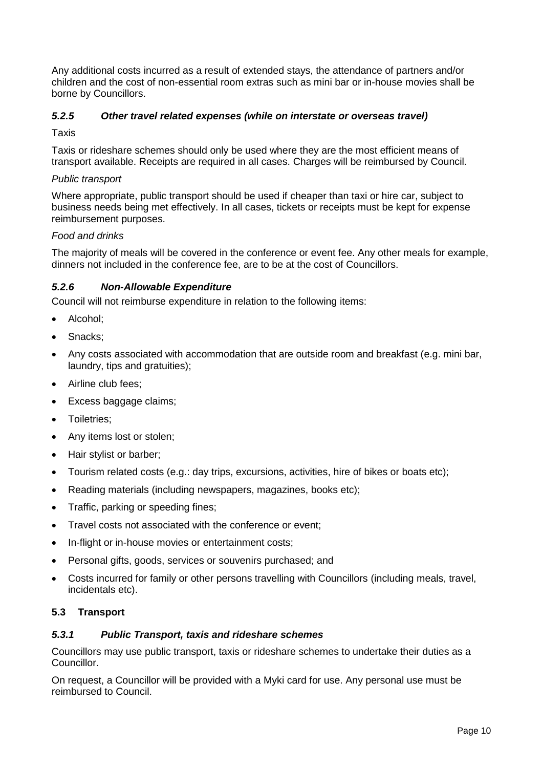Any additional costs incurred as a result of extended stays, the attendance of partners and/or children and the cost of non-essential room extras such as mini bar or in-house movies shall be borne by Councillors.

#### *5.2.5 Other travel related expenses (while on interstate or overseas travel)*

Taxis

Taxis or rideshare schemes should only be used where they are the most efficient means of transport available. Receipts are required in all cases. Charges will be reimbursed by Council.

*Public transport*

Where appropriate, public transport should be used if cheaper than taxi or hire car, subject to business needs being met effectively. In all cases, tickets or receipts must be kept for expense reimbursement purposes.

*Food and drinks*

The majority of meals will be covered in the conference or event fee. Any other meals for example, dinners not included in the conference fee, are to be at the cost of Councillors.

#### *5.2.6 Non-Allowable Expenditure*

Council will not reimburse expenditure in relation to the following items:

- Alcohol;
- Snacks;
- Any costs associated with accommodation that are outside room and breakfast (e.g. mini bar, laundry, tips and gratuities);
- Airline club fees;
- Excess baggage claims;
- Toiletries;
- Any items lost or stolen;
- Hair stylist or barber;
- Tourism related costs (e.g.: day trips, excursions, activities, hire of bikes or boats etc);
- Reading materials (including newspapers, magazines, books etc);
- Traffic, parking or speeding fines;
- Travel costs not associated with the conference or event;
- In-flight or in-house movies or entertainment costs;
- Personal gifts, goods, services or souvenirs purchased; and
- Costs incurred for family or other persons travelling with Councillors (including meals, travel, incidentals etc).

### 5.3 Transport

#### *5.3.1 Public Transport, taxis and rideshare schemes*

Councillors may use public transport, taxis or rideshare schemes to undertake their duties as a Councillor.

On request, a Councillor will be provided with a Myki card for use. Any personal use must be reimbursed to Council.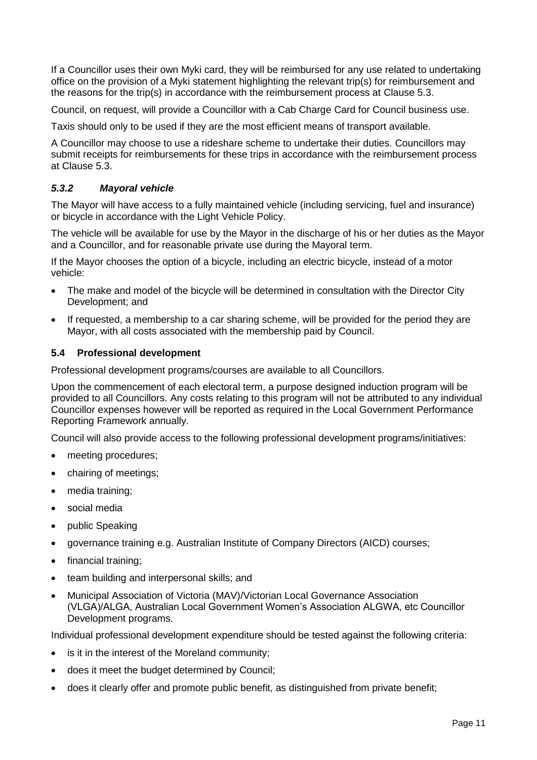If a Councillor uses their own Myki card, they will be reimbursed for any use related to undertaking office on the provision of a Myki statement highlighting the relevant trip(s) for reimbursement and the reasons for the trip(s) in accordance with the reimbursement process at Clause 5.3.

Council, on request, will provide a Councillor with a Cab Charge Card for Council business use.

Taxis should only to be used if they are the most efficient means of transport available.

A Councillor may choose to use a rideshare scheme to undertake their duties. Councillors may submit receipts for reimbursements for these trips in accordance with the reimbursement process at Clause 5.3.

#### *5.3.2 Mayoral vehicle*

The Mayor will have access to a fully maintained vehicle (including servicing, fuel and insurance) or bicycle in accordance with the Light Vehicle Policy.

The vehicle will be available for use by the Mayor in the discharge of his or her duties as the Mayor and a Councillor, and for reasonable private use during the Mayoral term.

If the Mayor chooses the option of a bicycle, including an electric bicycle, instead of a motor vehicle:

- The make and model of the bicycle will be determined in consultation with the Director City Development; and
- If requested, a membership to a car sharing scheme, will be provided for the period they are Mayor, with all costs associated with the membership paid by Council.

### 5.4 Professional development

Professional development programs/courses are available to all Councillors.

Upon the commencement of each electoral term, a purpose designed induction program will be provided to all Councillors. Any costs relating to this program will not be attributed to any individual Councillor expenses however will be reported as required in the Local Government Performance Reporting Framework annually.

Council will also provide access to the following professional development programs/initiatives:

- meeting procedures;
- chairing of meetings;
- media training;
- social media
- public Speaking
- governance training e.g. Australian Institute of Company Directors (AICD) courses;
- financial training;
- team building and interpersonal skills; and
- Municipal Association of Victoria (MAV)/Victorian Local Governance Association (VLGA)/ALGA, Australian Local Government Women's Association ALGWA, etc Councillor Development programs.

Individual professional development expenditure should be tested against the following criteria:

- is it in the interest of the Moreland community;
- does it meet the budget determined by Council;
- does it clearly offer and promote public benefit, as distinguished from private benefit;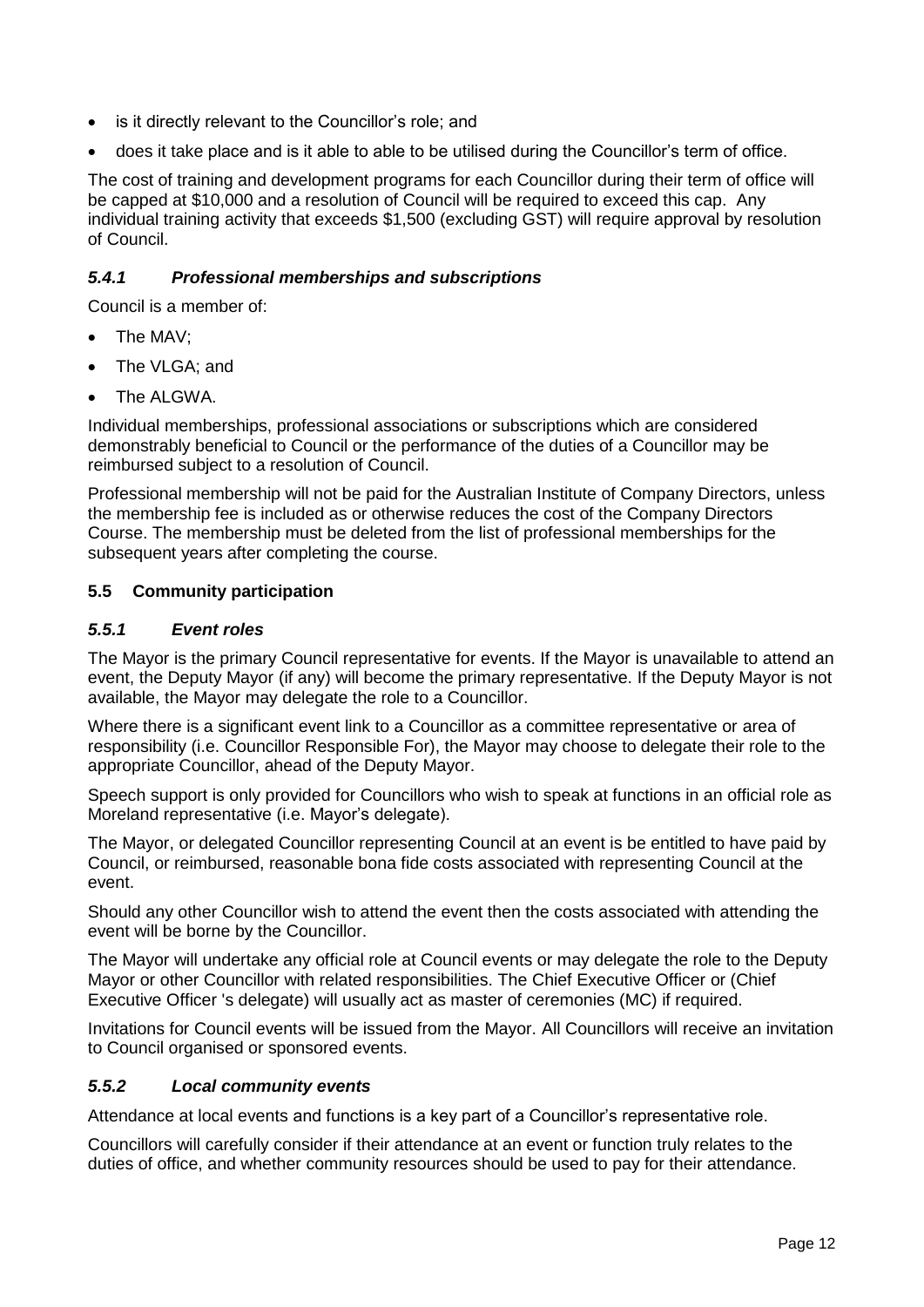- is it directly relevant to the Councillor's role; and
- does it take place and is it able to able to be utilised during the Councillor's term of office.

The cost of training and development programs for each Councillor during their term of office will be capped at $10,000 and a resolution of Council will be required to exceed this cap. Any individual training activity that exceeds $1,500 (excluding GST) will require approval by resolution of Council.

#### *5.4.1 Professional memberships and subscriptions*

Council is a member of:

- The MAV;
- The VLGA; and
- The ALGWA.

Individual memberships, professional associations or subscriptions which are considered demonstrably beneficial to Council or the performance of the duties of a Councillor may be reimbursed subject to a resolution of Council.

Professional membership will not be paid for the Australian Institute of Company Directors, unless the membership fee is included as or otherwise reduces the cost of the Company Directors Course. The membership must be deleted from the list of professional memberships for the subsequent years after completing the course.

### 5.5 Community participation

#### *5.5.1 Event roles*

The Mayor is the primary Council representative for events. If the Mayor is unavailable to attend an event, the Deputy Mayor (if any) will become the primary representative. If the Deputy Mayor is not available, the Mayor may delegate the role to a Councillor.

Where there is a significant event link to a Councillor as a committee representative or area of responsibility (i.e. Councillor Responsible For), the Mayor may choose to delegate their role to the appropriate Councillor, ahead of the Deputy Mayor.

Speech support is only provided for Councillors who wish to speak at functions in an official role as Moreland representative (i.e. Mayor's delegate).

The Mayor, or delegated Councillor representing Council at an event is be entitled to have paid by Council, or reimbursed, reasonable bona fide costs associated with representing Council at the event.

Should any other Councillor wish to attend the event then the costs associated with attending the event will be borne by the Councillor.

The Mayor will undertake any official role at Council events or may delegate the role to the Deputy Mayor or other Councillor with related responsibilities. The Chief Executive Officer or (Chief Executive Officer 's delegate) will usually act as master of ceremonies (MC) if required.

Invitations for Council events will be issued from the Mayor. All Councillors will receive an invitation to Council organised or sponsored events.

#### *5.5.2 Local community events*

Attendance at local events and functions is a key part of a Councillor's representative role.

Councillors will carefully consider if their attendance at an event or function truly relates to the duties of office, and whether community resources should be used to pay for their attendance.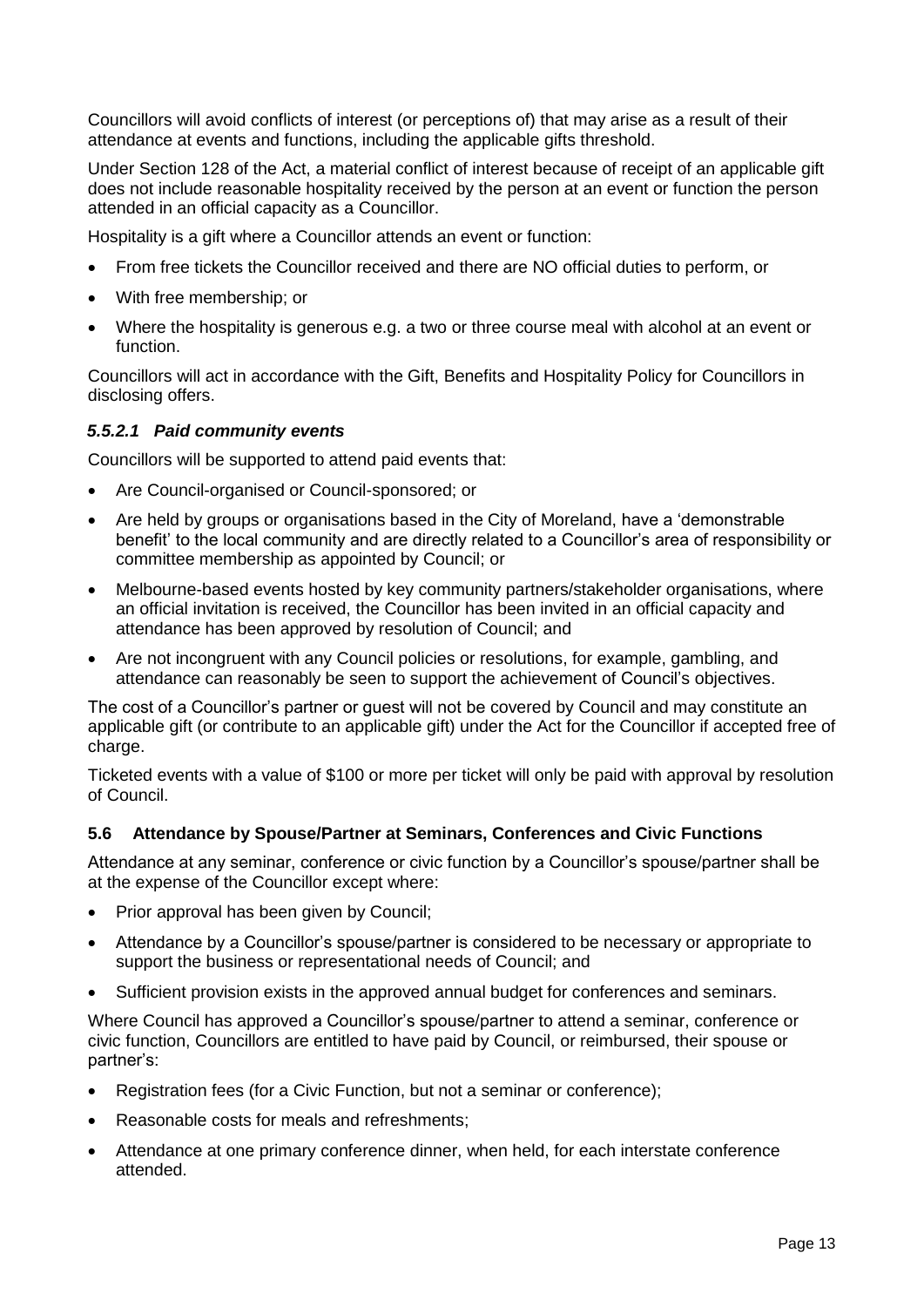Councillors will avoid conflicts of interest (or perceptions of) that may arise as a result of their attendance at events and functions, including the applicable gifts threshold.

Under Section 128 of the Act, a material conflict of interest because of receipt of an applicable gift does not include reasonable hospitality received by the person at an event or function the person attended in an official capacity as a Councillor.

Hospitality is a gift where a Councillor attends an event or function:

- From free tickets the Councillor received and there are NO official duties to perform, or
- With free membership; or
- Where the hospitality is generous e.g. a two or three course meal with alcohol at an event or function.

Councillors will act in accordance with the Gift, Benefits and Hospitality Policy for Councillors in disclosing offers.

#### *5.5.2.1 Paid community events*

Councillors will be supported to attend paid events that:

- Are Council-organised or Council-sponsored; or
- Are held by groups or organisations based in the City of Moreland, have a 'demonstrable benefit' to the local community and are directly related to a Councillor's area of responsibility or committee membership as appointed by Council; or
- Melbourne-based events hosted by key community partners/stakeholder organisations, where an official invitation is received, the Councillor has been invited in an official capacity and attendance has been approved by resolution of Council; and
- Are not incongruent with any Council policies or resolutions, for example, gambling, and attendance can reasonably be seen to support the achievement of Council's objectives.

The cost of a Councillor's partner or guest will not be covered by Council and may constitute an applicable gift (or contribute to an applicable gift) under the Act for the Councillor if accepted free of charge.

Ticketed events with a value of $100 or more per ticket will only be paid with approval by resolution of Council.

### 5.6 Attendance by Spouse/Partner at Seminars, Conferences and Civic Functions

Attendance at any seminar, conference or civic function by a Councillor's spouse/partner shall be at the expense of the Councillor except where:

- Prior approval has been given by Council;
- Attendance by a Councillor's spouse/partner is considered to be necessary or appropriate to support the business or representational needs of Council; and
- Sufficient provision exists in the approved annual budget for conferences and seminars.

Where Council has approved a Councillor's spouse/partner to attend a seminar, conference or civic function, Councillors are entitled to have paid by Council, or reimbursed, their spouse or partner's:

- Registration fees (for a Civic Function, but not a seminar or conference);
- Reasonable costs for meals and refreshments;
- Attendance at one primary conference dinner, when held, for each interstate conference attended.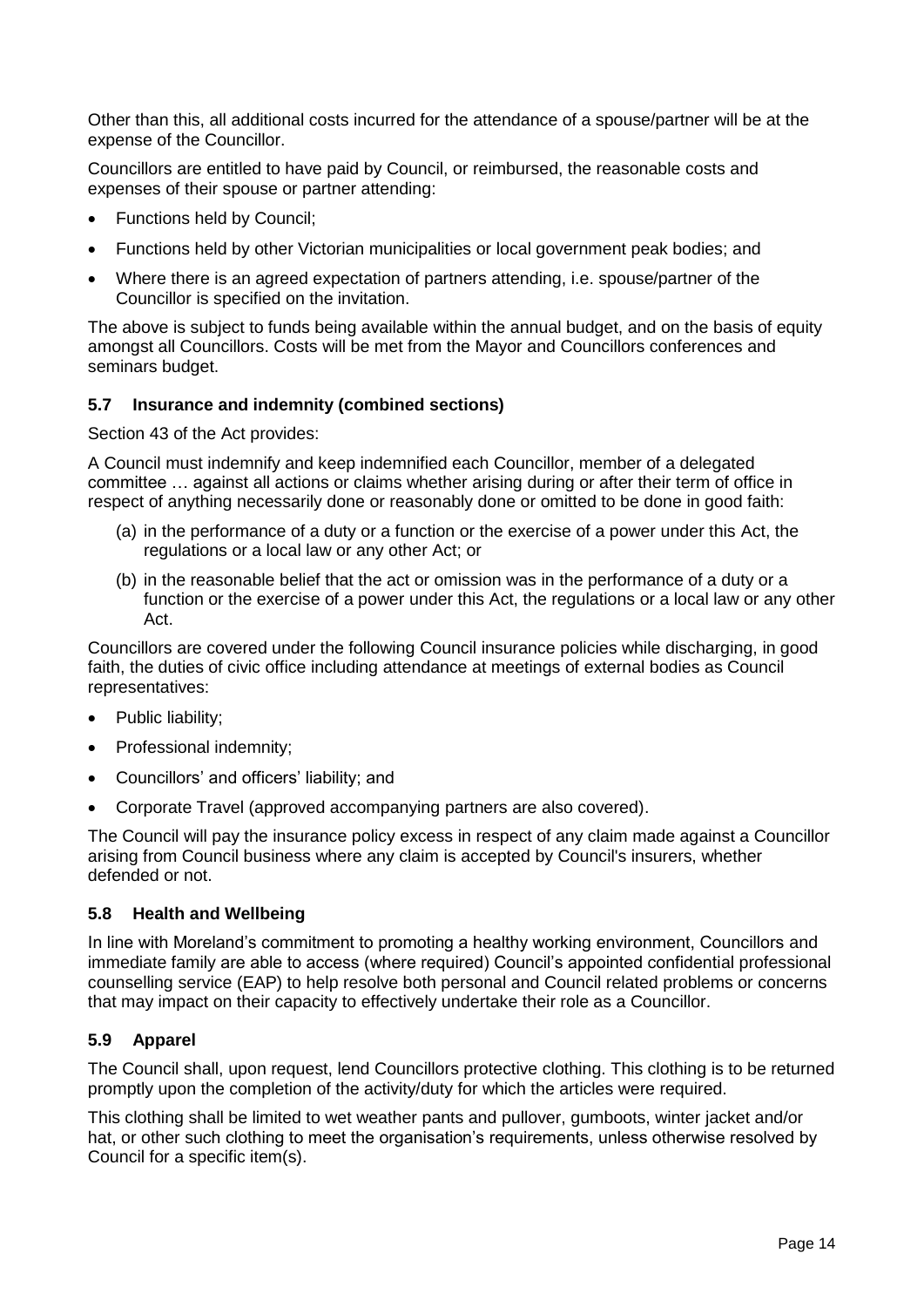Other than this, all additional costs incurred for the attendance of a spouse/partner will be at the expense of the Councillor.

Councillors are entitled to have paid by Council, or reimbursed, the reasonable costs and expenses of their spouse or partner attending:

- Functions held by Council;
- Functions held by other Victorian municipalities or local government peak bodies; and
- Where there is an agreed expectation of partners attending, i.e. spouse/partner of the Councillor is specified on the invitation.

The above is subject to funds being available within the annual budget, and on the basis of equity amongst all Councillors. Costs will be met from the Mayor and Councillors conferences and seminars budget.

### 5.7 Insurance and indemnity (combined sections)

Section 43 of the Act provides:

A Council must indemnify and keep indemnified each Councillor, member of a delegated committee … against all actions or claims whether arising during or after their term of office in respect of anything necessarily done or reasonably done or omitted to be done in good faith:

(a) in the performance of a duty or a function or the exercise of a power under this Act, the regulations or a local law or any other Act; or

(b) in the reasonable belief that the act or omission was in the performance of a duty or a function or the exercise of a power under this Act, the regulations or a local law or any other Act.

Councillors are covered under the following Council insurance policies while discharging, in good faith, the duties of civic office including attendance at meetings of external bodies as Council representatives:

- Public liability;
- Professional indemnity;
- Councillors' and officers' liability; and
- Corporate Travel (approved accompanying partners are also covered).

The Council will pay the insurance policy excess in respect of any claim made against a Councillor arising from Council business where any claim is accepted by Council's insurers, whether defended or not.

### 5.8 Health and Wellbeing

In line with Moreland's commitment to promoting a healthy working environment, Councillors and immediate family are able to access (where required) Council's appointed confidential professional counselling service (EAP) to help resolve both personal and Council related problems or concerns that may impact on their capacity to effectively undertake their role as a Councillor.

### 5.9 Apparel

The Council shall, upon request, lend Councillors protective clothing. This clothing is to be returned promptly upon the completion of the activity/duty for which the articles were required.

This clothing shall be limited to wet weather pants and pullover, gumboots, winter jacket and/or hat, or other such clothing to meet the organisation's requirements, unless otherwise resolved by Council for a specific item(s).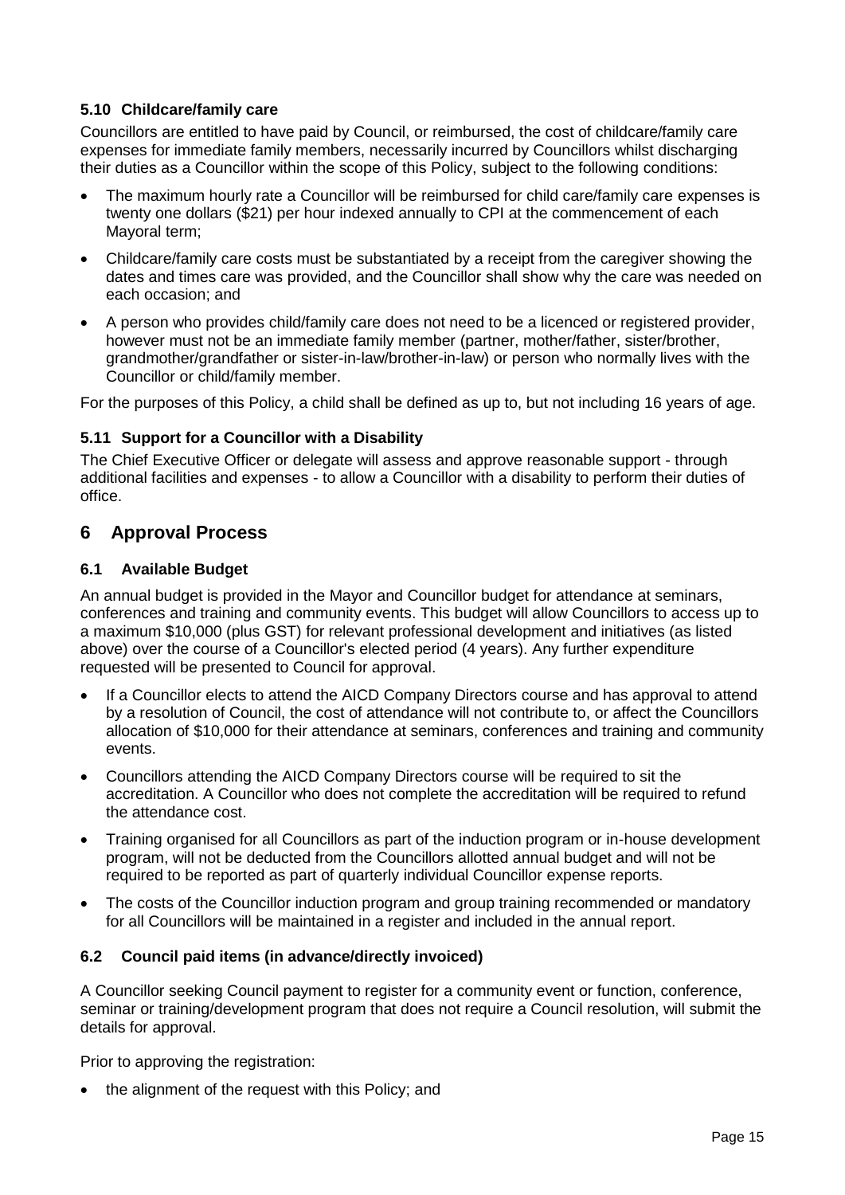### 5.10 Childcare/family care

Councillors are entitled to have paid by Council, or reimbursed, the cost of childcare/family care expenses for immediate family members, necessarily incurred by Councillors whilst discharging their duties as a Councillor within the scope of this Policy, subject to the following conditions:

- The maximum hourly rate a Councillor will be reimbursed for child care/family care expenses is twenty one dollars ($21) per hour indexed annually to CPI at the commencement of each Mayoral term;
- Childcare/family care costs must be substantiated by a receipt from the caregiver showing the dates and times care was provided, and the Councillor shall show why the care was needed on each occasion; and
- A person who provides child/family care does not need to be a licenced or registered provider, however must not be an immediate family member (partner, mother/father, sister/brother, grandmother/grandfather or sister-in-law/brother-in-law) or person who normally lives with the Councillor or child/family member.

For the purposes of this Policy, a child shall be defined as up to, but not including 16 years of age.

### 5.11 Support for a Councillor with a Disability

The Chief Executive Officer or delegate will assess and approve reasonable support - through additional facilities and expenses - to allow a Councillor with a disability to perform their duties of office.

## 6 Approval Process

### 6.1 Available Budget

An annual budget is provided in the Mayor and Councillor budget for attendance at seminars, conferences and training and community events. This budget will allow Councillors to access up to a maximum $10,000 (plus GST) for relevant professional development and initiatives (as listed above) over the course of a Councillor's elected period (4 years). Any further expenditure requested will be presented to Council for approval.

- If a Councillor elects to attend the AICD Company Directors course and has approval to attend by a resolution of Council, the cost of attendance will not contribute to, or affect the Councillors allocation of $10,000 for their attendance at seminars, conferences and training and community events.
- Councillors attending the AICD Company Directors course will be required to sit the accreditation. A Councillor who does not complete the accreditation will be required to refund the attendance cost.
- Training organised for all Councillors as part of the induction program or in-house development program, will not be deducted from the Councillors allotted annual budget and will not be required to be reported as part of quarterly individual Councillor expense reports.
- The costs of the Councillor induction program and group training recommended or mandatory for all Councillors will be maintained in a register and included in the annual report.

### 6.2 Council paid items (in advance/directly invoiced)

A Councillor seeking Council payment to register for a community event or function, conference, seminar or training/development program that does not require a Council resolution, will submit the details for approval.

Prior to approving the registration:

- the alignment of the request with this Policy; and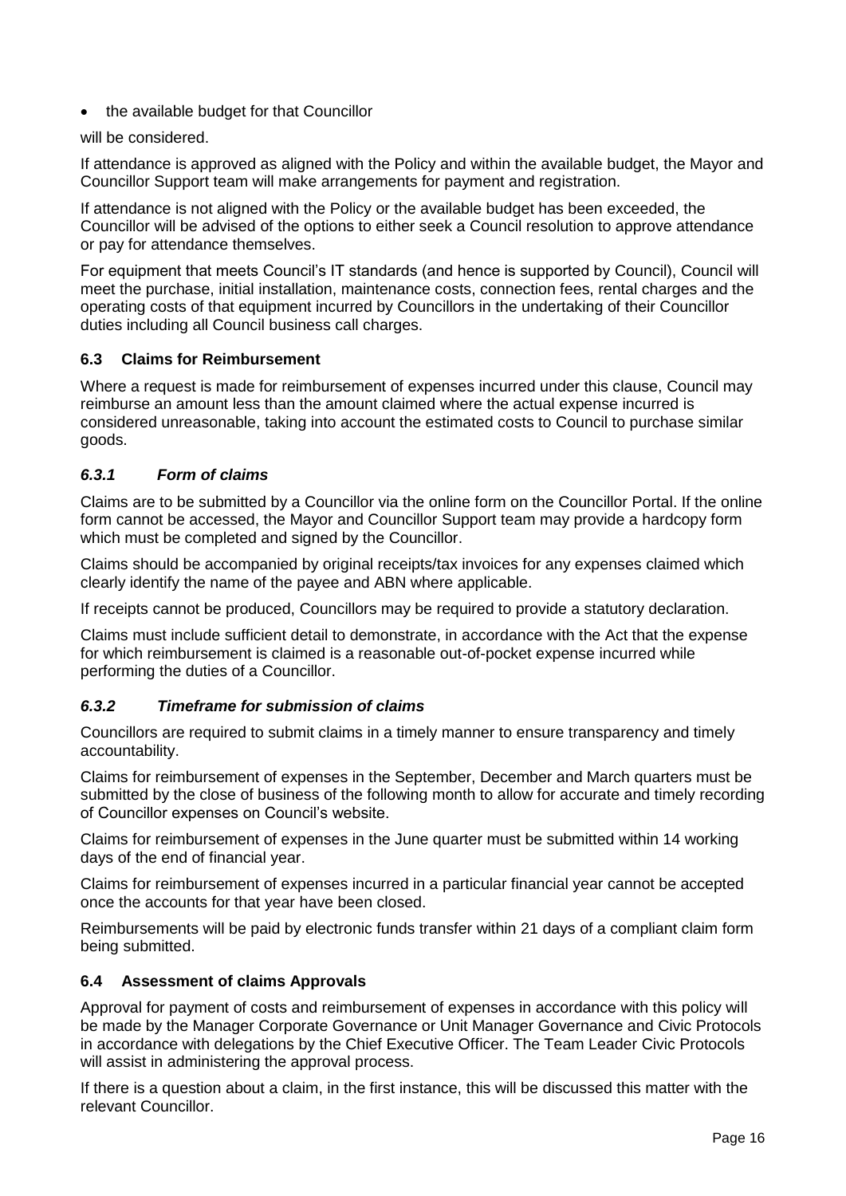- the available budget for that Councillor

will be considered.

If attendance is approved as aligned with the Policy and within the available budget, the Mayor and Councillor Support team will make arrangements for payment and registration.

If attendance is not aligned with the Policy or the available budget has been exceeded, the Councillor will be advised of the options to either seek a Council resolution to approve attendance or pay for attendance themselves.

For equipment that meets Council's IT standards (and hence is supported by Council), Council will meet the purchase, initial installation, maintenance costs, connection fees, rental charges and the operating costs of that equipment incurred by Councillors in the undertaking of their Councillor duties including all Council business call charges.

### 6.3 Claims for Reimbursement

Where a request is made for reimbursement of expenses incurred under this clause, Council may reimburse an amount less than the amount claimed where the actual expense incurred is considered unreasonable, taking into account the estimated costs to Council to purchase similar goods.

#### *6.3.1 Form of claims*

Claims are to be submitted by a Councillor via the online form on the Councillor Portal. If the online form cannot be accessed, the Mayor and Councillor Support team may provide a hardcopy form which must be completed and signed by the Councillor.

Claims should be accompanied by original receipts/tax invoices for any expenses claimed which clearly identify the name of the payee and ABN where applicable.

If receipts cannot be produced, Councillors may be required to provide a statutory declaration.

Claims must include sufficient detail to demonstrate, in accordance with the Act that the expense for which reimbursement is claimed is a reasonable out-of-pocket expense incurred while performing the duties of a Councillor.

#### *6.3.2 Timeframe for submission of claims*

Councillors are required to submit claims in a timely manner to ensure transparency and timely accountability.

Claims for reimbursement of expenses in the September, December and March quarters must be submitted by the close of business of the following month to allow for accurate and timely recording of Councillor expenses on Council's website.

Claims for reimbursement of expenses in the June quarter must be submitted within 14 working days of the end of financial year.

Claims for reimbursement of expenses incurred in a particular financial year cannot be accepted once the accounts for that year have been closed.

Reimbursements will be paid by electronic funds transfer within 21 days of a compliant claim form being submitted.

### 6.4 Assessment of claims Approvals

Approval for payment of costs and reimbursement of expenses in accordance with this policy will be made by the Manager Corporate Governance or Unit Manager Governance and Civic Protocols in accordance with delegations by the Chief Executive Officer. The Team Leader Civic Protocols will assist in administering the approval process.

If there is a question about a claim, in the first instance, this will be discussed this matter with the relevant Councillor.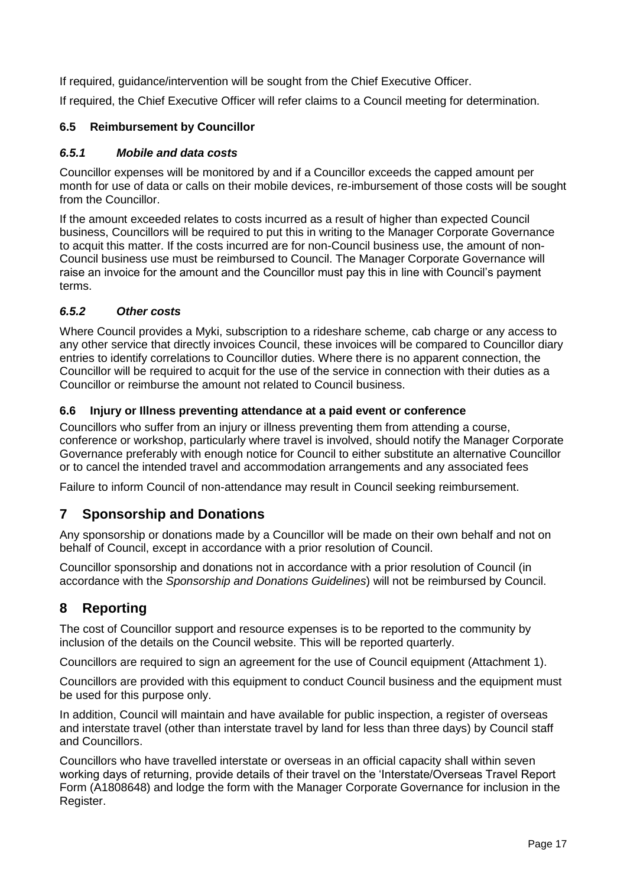If required, guidance/intervention will be sought from the Chief Executive Officer.

If required, the Chief Executive Officer will refer claims to a Council meeting for determination.

### 6.5 Reimbursement by Councillor

#### *6.5.1 Mobile and data costs*

Councillor expenses will be monitored by and if a Councillor exceeds the capped amount per month for use of data or calls on their mobile devices, re-imbursement of those costs will be sought from the Councillor.

If the amount exceeded relates to costs incurred as a result of higher than expected Council business, Councillors will be required to put this in writing to the Manager Corporate Governance to acquit this matter. If the costs incurred are for non-Council business use, the amount of non-Council business use must be reimbursed to Council. The Manager Corporate Governance will raise an invoice for the amount and the Councillor must pay this in line with Council's payment terms.

#### *6.5.2 Other costs*

Where Council provides a Myki, subscription to a rideshare scheme, cab charge or any access to any other service that directly invoices Council, these invoices will be compared to Councillor diary entries to identify correlations to Councillor duties. Where there is no apparent connection, the Councillor will be required to acquit for the use of the service in connection with their duties as a Councillor or reimburse the amount not related to Council business.

### 6.6 Injury or Illness preventing attendance at a paid event or conference

Councillors who suffer from an injury or illness preventing them from attending a course, conference or workshop, particularly where travel is involved, should notify the Manager Corporate Governance preferably with enough notice for Council to either substitute an alternative Councillor or to cancel the intended travel and accommodation arrangements and any associated fees

Failure to inform Council of non-attendance may result in Council seeking reimbursement.

## 7 Sponsorship and Donations

Any sponsorship or donations made by a Councillor will be made on their own behalf and not on behalf of Council, except in accordance with a prior resolution of Council.

Councillor sponsorship and donations not in accordance with a prior resolution of Council (in accordance with the *Sponsorship and Donations Guidelines*) will not be reimbursed by Council.

## 8 Reporting

The cost of Councillor support and resource expenses is to be reported to the community by inclusion of the details on the Council website. This will be reported quarterly.

Councillors are required to sign an agreement for the use of Council equipment (Attachment 1).

Councillors are provided with this equipment to conduct Council business and the equipment must be used for this purpose only.

In addition, Council will maintain and have available for public inspection, a register of overseas and interstate travel (other than interstate travel by land for less than three days) by Council staff and Councillors.

Councillors who have travelled interstate or overseas in an official capacity shall within seven working days of returning, provide details of their travel on the 'Interstate/Overseas Travel Report Form (A1808648) and lodge the form with the Manager Corporate Governance for inclusion in the Register.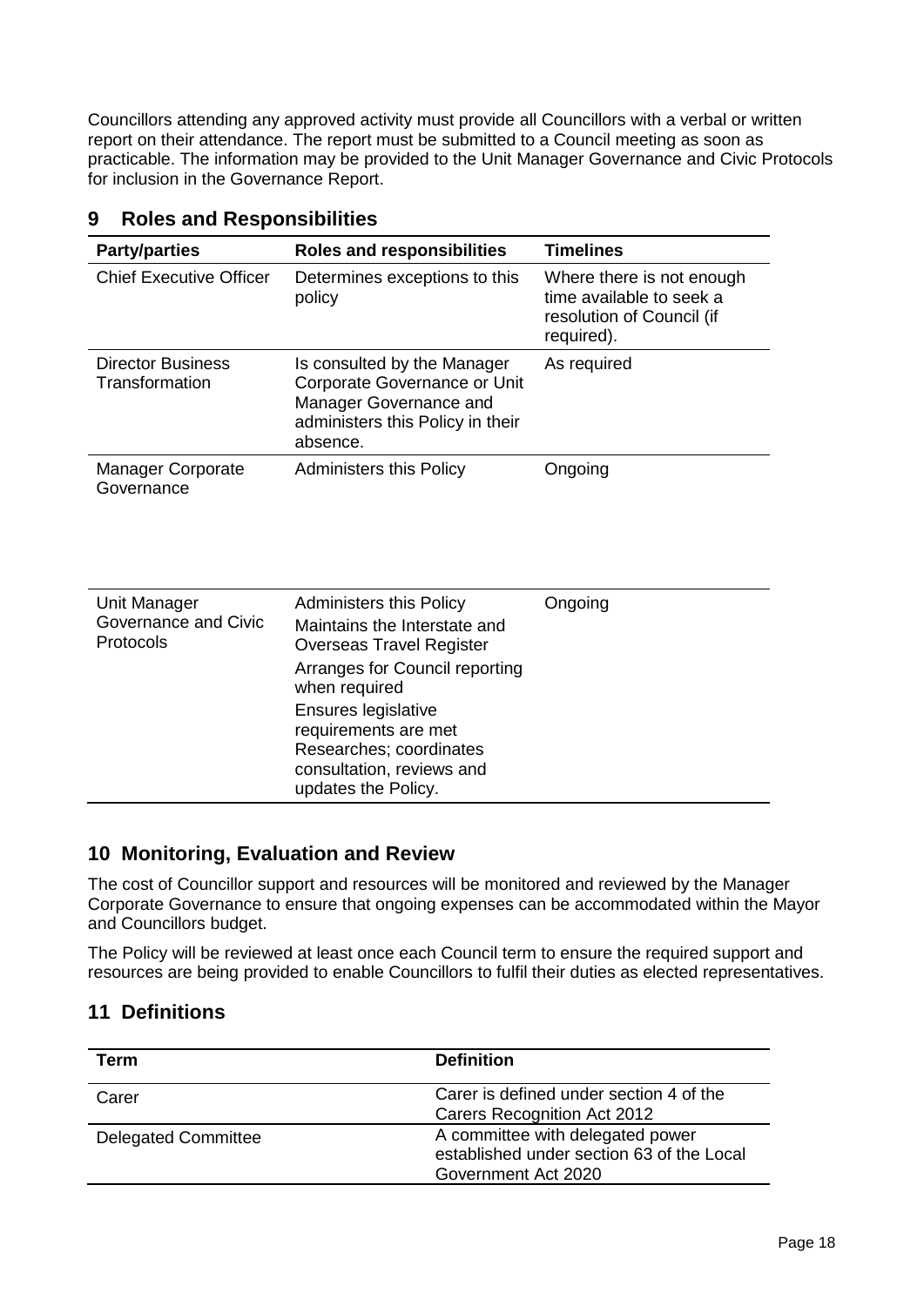Councillors attending any approved activity must provide all Councillors with a verbal or written report on their attendance. The report must be submitted to a Council meeting as soon as practicable. The information may be provided to the Unit Manager Governance and Civic Protocols for inclusion in the Governance Report.

## 9 Roles and Responsibilities

| Party/parties | Roles and responsibilities | Timelines |
|---|---|---|
| Chief Executive Officer | Determines exceptions to this policy | Where there is not enough time available to seek a resolution of Council (if required). |
| Director Business Transformation | Is consulted by the Manager Corporate Governance or Unit Manager Governance and administers this Policy in their absence. | As required |
| Manager Corporate Governance | Administers this Policy | Ongoing |
| Unit Manager Governance and Civic Protocols | Administers this Policy<br>Maintains the Interstate and Overseas Travel Register<br>Arranges for Council reporting when required<br>Ensures legislative requirements are met<br>Researches; coordinates consultation, reviews and updates the Policy. | Ongoing |

## 10 Monitoring, Evaluation and Review

The cost of Councillor support and resources will be monitored and reviewed by the Manager Corporate Governance to ensure that ongoing expenses can be accommodated within the Mayor and Councillors budget.

The Policy will be reviewed at least once each Council term to ensure the required support and resources are being provided to enable Councillors to fulfil their duties as elected representatives.

## 11 Definitions

| Term | Definition |
|---|---|
| Carer | Carer is defined under section 4 of the Carers Recognition Act 2012 |
| Delegated Committee | A committee with delegated power established under section 63 of the Local Government Act 2020 |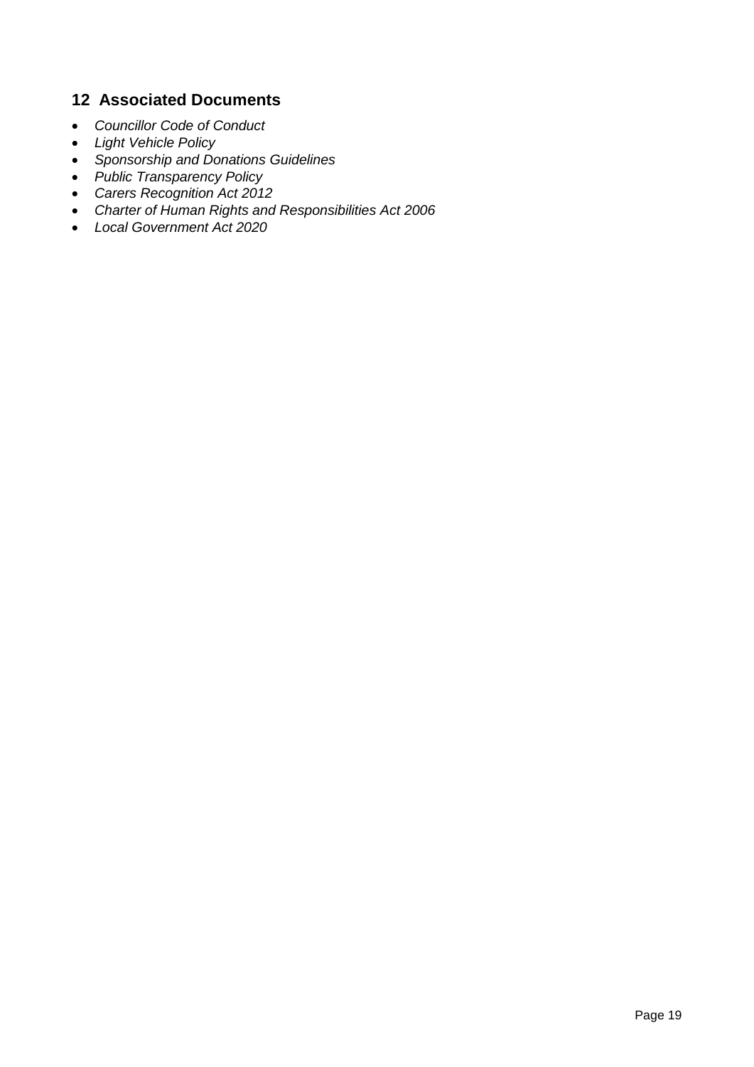## 12 Associated Documents

- *Councillor Code of Conduct*
- *Light Vehicle Policy*
- *Sponsorship and Donations Guidelines*
- *Public Transparency Policy*
- *Carers Recognition Act 2012*
- *Charter of Human Rights and Responsibilities Act 2006*
- *Local Government Act 2020*